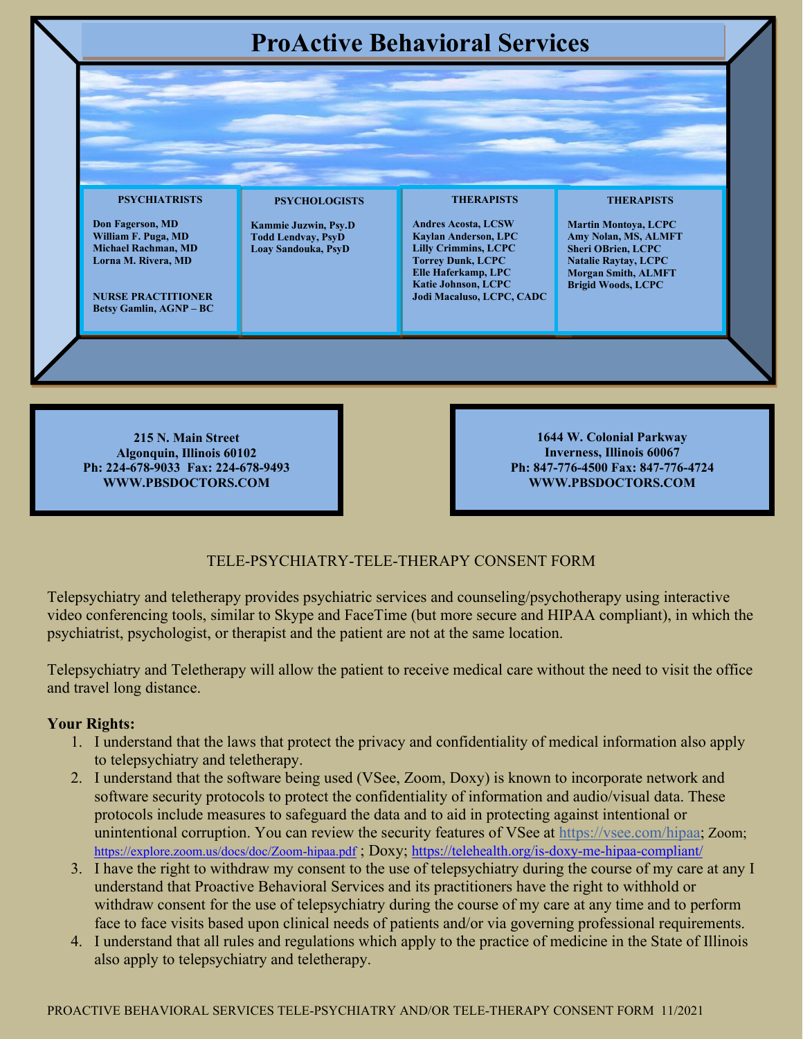# ProActive Behavioral Services

**PSYCHIATRISTS**

**Don Fagerson, MD**
**William F. Puga, MD**
**Michael Rachman, MD**
**Lorna M. Rivera, MD**

**NURSE PRACTITIONER**
**Betsy Gamlin, AGNP – BC**

**PSYCHOLOGISTS**

**Kammie Juzwin, Psy.D**
**Todd Lendvay, PsyD**
**Loay Sandouka, PsyD**

**THERAPISTS**

**Andres Acosta, LCSW**
**Kaylan Anderson, LPC**
**Lilly Crimmins, LCPC**
**Torrey Dunk, LCPC**
**Elle Haferkamp, LPC**
**Katie Johnson, LCPC**
**Jodi Macaluso, LCPC, CADC**

**THERAPISTS**

**Martin Montoya, LCPC**
**Amy Nolan, MS, ALMFT**
**Sheri OBrien, LCPC**
**Natalie Raytay, LCPC**
**Morgan Smith, ALMFT**
**Brigid Woods, LCPC**

**215 N. Main Street**
**Algonquin, Illinois 60102**
**Ph: 224-678-9033 Fax: 224-678-9493**
**WWW.PBSDOCTORS.COM**

**1644 W. Colonial Parkway**
**Inverness, Illinois 60067**
**Ph: 847-776-4500 Fax: 847-776-4724**
**WWW.PBSDOCTORS.COM**

## TELE-PSYCHIATRY-TELE-THERAPY CONSENT FORM

Telepsychiatry and teletherapy provides psychiatric services and counseling/psychotherapy using interactive video conferencing tools, similar to Skype and FaceTime (but more secure and HIPAA compliant), in which the psychiatrist, psychologist, or therapist and the patient are not at the same location.

Telepsychiatry and Teletherapy will allow the patient to receive medical care without the need to visit the office and travel long distance.

**Your Rights:**

1. I understand that the laws that protect the privacy and confidentiality of medical information also apply to telepsychiatry and teletherapy.
2. I understand that the software being used (VSee, Zoom, Doxy) is known to incorporate network and software security protocols to protect the confidentiality of information and audio/visual data. These protocols include measures to safeguard the data and to aid in protecting against intentional or unintentional corruption. You can review the security features of VSee at https://vsee.com/hipaa; Zoom; https://explore.zoom.us/docs/doc/Zoom-hipaa.pdf ; Doxy; https://telehealth.org/is-doxy-me-hipaa-compliant/
3. I have the right to withdraw my consent to the use of telepsychiatry during the course of my care at any I understand that Proactive Behavioral Services and its practitioners have the right to withhold or withdraw consent for the use of telepsychiatry during the course of my care at any time and to perform face to face visits based upon clinical needs of patients and/or via governing professional requirements.
4. I understand that all rules and regulations which apply to the practice of medicine in the State of Illinois also apply to telepsychiatry and teletherapy.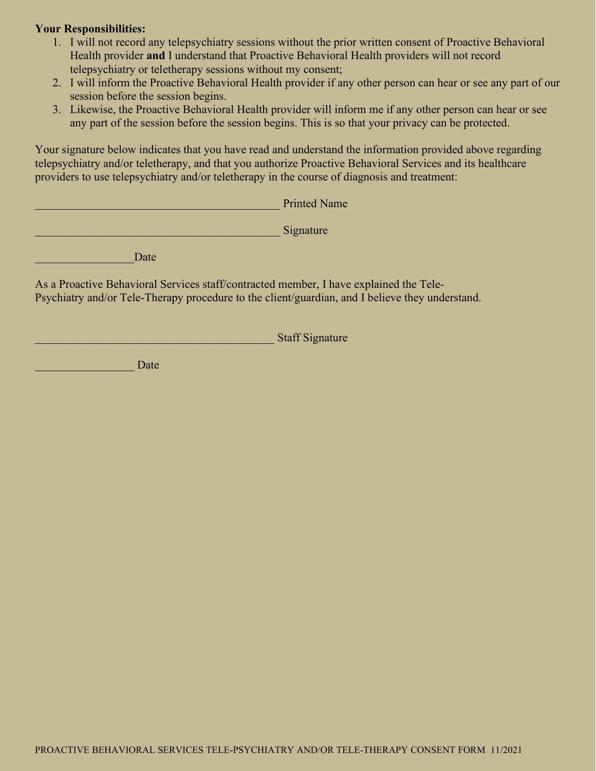**Your Responsibilities:**

1. I will not record any telepsychiatry sessions without the prior written consent of Proactive Behavioral Health provider **and** I understand that Proactive Behavioral Health providers will not record telepsychiatry or teletherapy sessions without my consent;
2. I will inform the Proactive Behavioral Health provider if any other person can hear or see any part of our session before the session begins.
3. Likewise, the Proactive Behavioral Health provider will inform me if any other person can hear or see any part of the session before the session begins. This is so that your privacy can be protected.

Your signature below indicates that you have read and understand the information provided above regarding telepsychiatry and/or teletherapy, and that you authorize Proactive Behavioral Services and its healthcare providers to use telepsychiatry and/or teletherapy in the course of diagnosis and treatment:

__________________________________________ Printed Name

__________________________________________ Signature

_________________Date

As a Proactive Behavioral Services staff/contracted member, I have explained the Tele-Psychiatry and/or Tele-Therapy procedure to the client/guardian, and I believe they understand.

_________________________________________ Staff Signature

_________________ Date

PROACTIVE BEHAVIORAL SERVICES TELE-PSYCHIATRY AND/OR TELE-THERAPY CONSENT FORM 11/2021